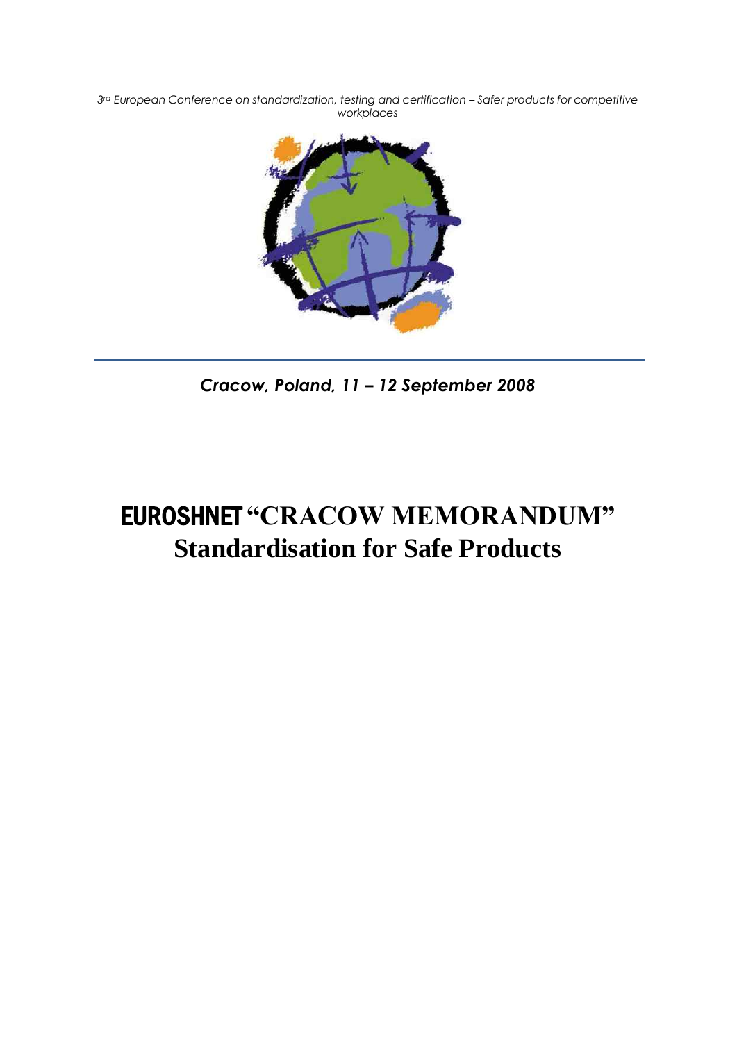*3rd European Conference on standardization, testing and certification – Safer products for competitive workplaces*

***Cracow, Poland, 11 – 12 September 2008***

# EUROSHNET "CRACOW MEMORANDUM"
# Standardisation for Safe Products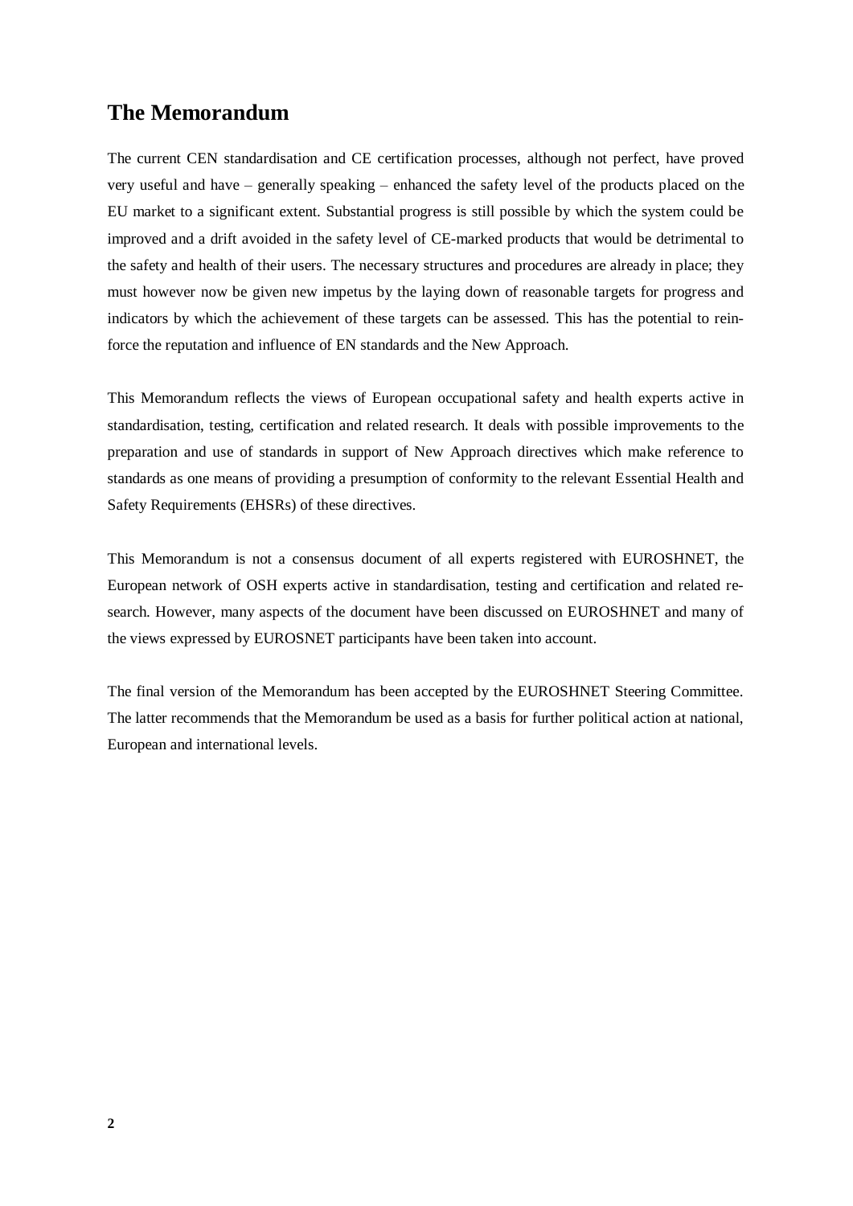## The Memorandum

The current CEN standardisation and CE certification processes, although not perfect, have proved very useful and have – generally speaking – enhanced the safety level of the products placed on the EU market to a significant extent. Substantial progress is still possible by which the system could be improved and a drift avoided in the safety level of CE-marked products that would be detrimental to the safety and health of their users. The necessary structures and procedures are already in place; they must however now be given new impetus by the laying down of reasonable targets for progress and indicators by which the achievement of these targets can be assessed. This has the potential to reinforce the reputation and influence of EN standards and the New Approach.

This Memorandum reflects the views of European occupational safety and health experts active in standardisation, testing, certification and related research. It deals with possible improvements to the preparation and use of standards in support of New Approach directives which make reference to standards as one means of providing a presumption of conformity to the relevant Essential Health and Safety Requirements (EHSRs) of these directives.

This Memorandum is not a consensus document of all experts registered with EUROSHNET, the European network of OSH experts active in standardisation, testing and certification and related research. However, many aspects of the document have been discussed on EUROSHNET and many of the views expressed by EUROSNET participants have been taken into account.

The final version of the Memorandum has been accepted by the EUROSHNET Steering Committee. The latter recommends that the Memorandum be used as a basis for further political action at national, European and international levels.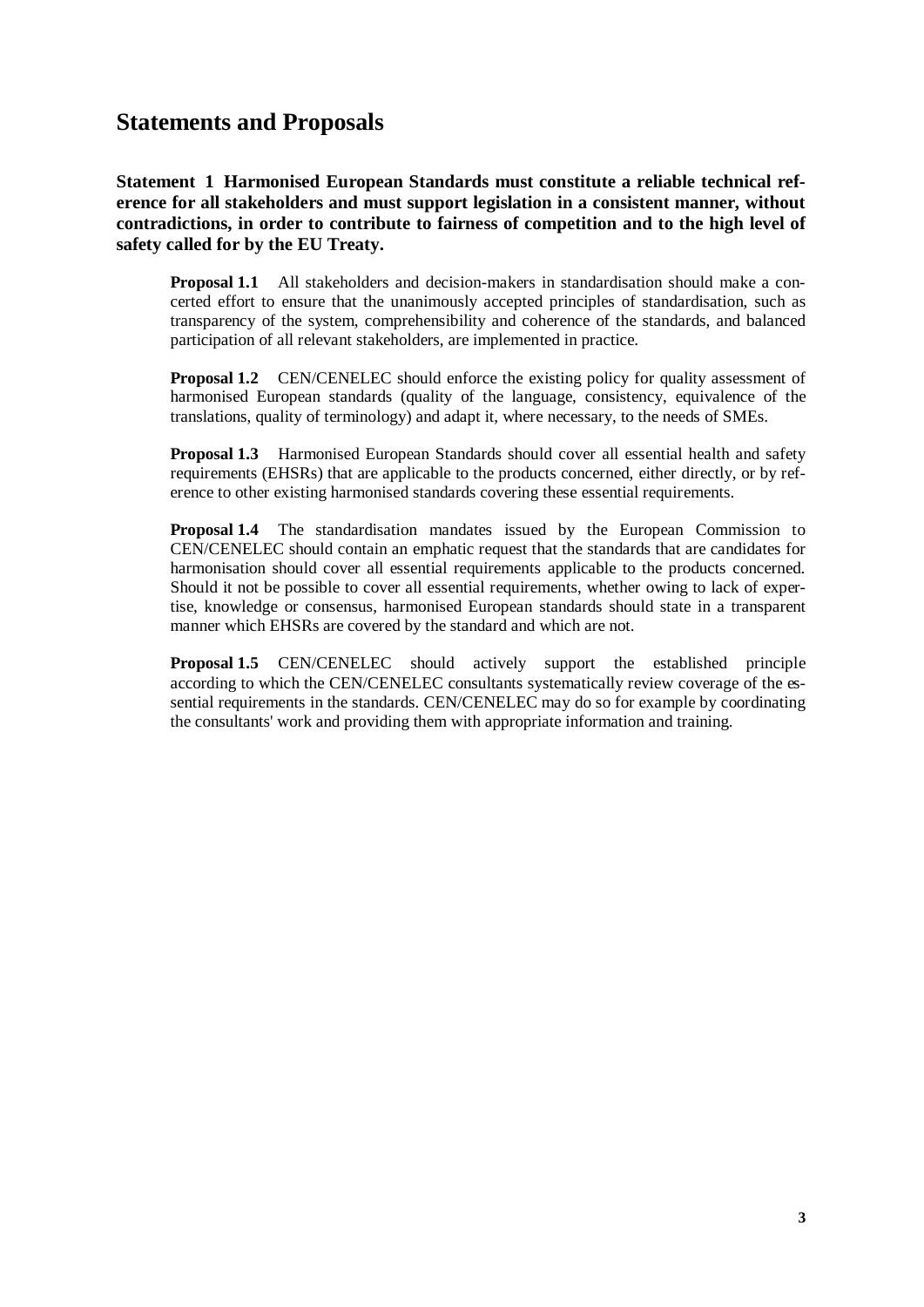## Statements and Proposals

**Statement 1 Harmonised European Standards must constitute a reliable technical reference for all stakeholders and must support legislation in a consistent manner, without contradictions, in order to contribute to fairness of competition and to the high level of safety called for by the EU Treaty.**

**Proposal 1.1** All stakeholders and decision-makers in standardisation should make a concerted effort to ensure that the unanimously accepted principles of standardisation, such as transparency of the system, comprehensibility and coherence of the standards, and balanced participation of all relevant stakeholders, are implemented in practice.

**Proposal 1.2** CEN/CENELEC should enforce the existing policy for quality assessment of harmonised European standards (quality of the language, consistency, equivalence of the translations, quality of terminology) and adapt it, where necessary, to the needs of SMEs.

**Proposal 1.3** Harmonised European Standards should cover all essential health and safety requirements (EHSRs) that are applicable to the products concerned, either directly, or by reference to other existing harmonised standards covering these essential requirements.

**Proposal 1.4** The standardisation mandates issued by the European Commission to CEN/CENELEC should contain an emphatic request that the standards that are candidates for harmonisation should cover all essential requirements applicable to the products concerned. Should it not be possible to cover all essential requirements, whether owing to lack of expertise, knowledge or consensus, harmonised European standards should state in a transparent manner which EHSRs are covered by the standard and which are not.

**Proposal 1.5** CEN/CENELEC should actively support the established principle according to which the CEN/CENELEC consultants systematically review coverage of the essential requirements in the standards. CEN/CENELEC may do so for example by coordinating the consultants' work and providing them with appropriate information and training.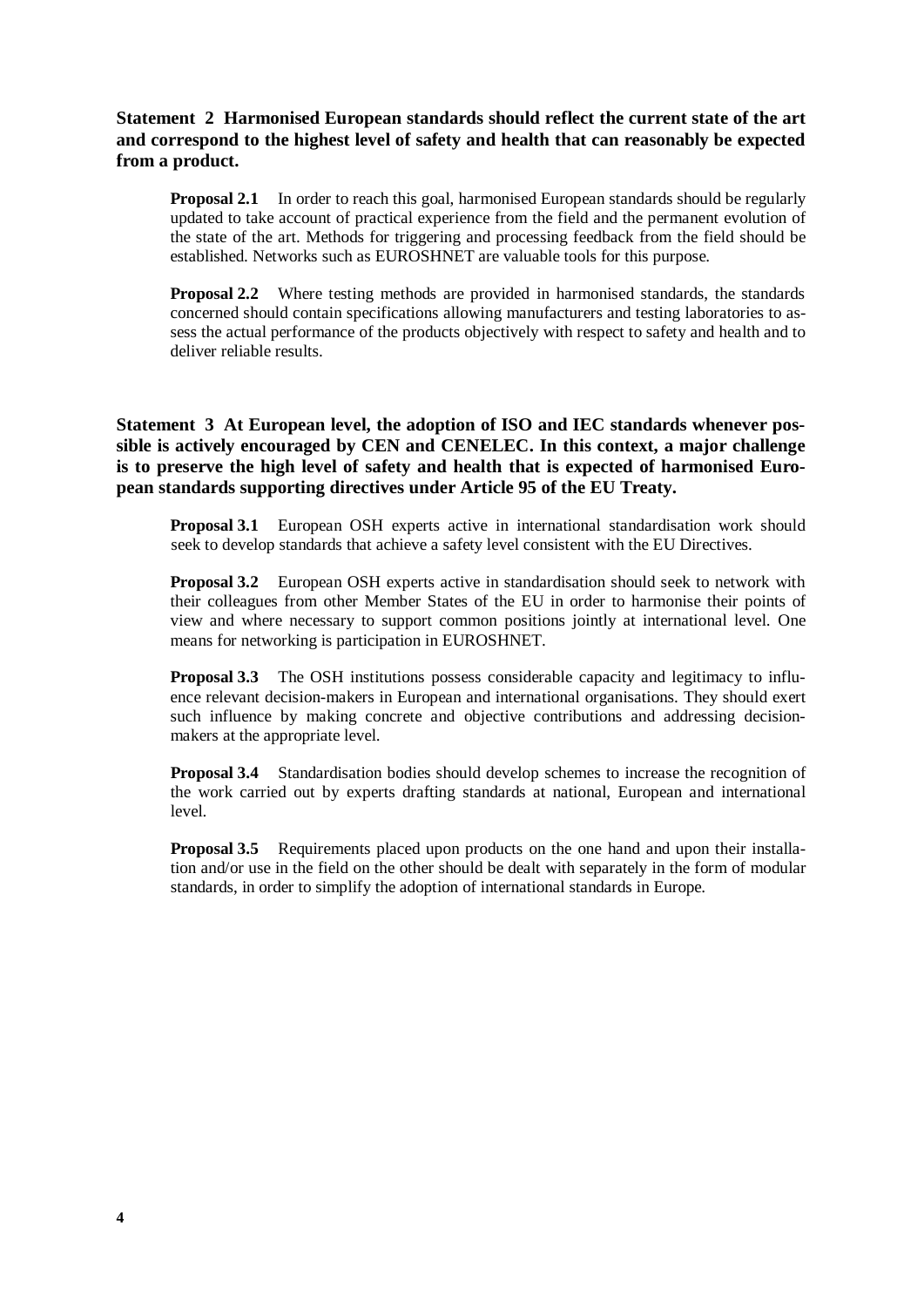**Statement 2 Harmonised European standards should reflect the current state of the art and correspond to the highest level of safety and health that can reasonably be expected from a product.**

**Proposal 2.1** In order to reach this goal, harmonised European standards should be regularly updated to take account of practical experience from the field and the permanent evolution of the state of the art. Methods for triggering and processing feedback from the field should be established. Networks such as EUROSHNET are valuable tools for this purpose.

**Proposal 2.2** Where testing methods are provided in harmonised standards, the standards concerned should contain specifications allowing manufacturers and testing laboratories to assess the actual performance of the products objectively with respect to safety and health and to deliver reliable results.

**Statement 3 At European level, the adoption of ISO and IEC standards whenever possible is actively encouraged by CEN and CENELEC. In this context, a major challenge is to preserve the high level of safety and health that is expected of harmonised European standards supporting directives under Article 95 of the EU Treaty.**

**Proposal 3.1** European OSH experts active in international standardisation work should seek to develop standards that achieve a safety level consistent with the EU Directives.

**Proposal 3.2** European OSH experts active in standardisation should seek to network with their colleagues from other Member States of the EU in order to harmonise their points of view and where necessary to support common positions jointly at international level. One means for networking is participation in EUROSHNET.

**Proposal 3.3** The OSH institutions possess considerable capacity and legitimacy to influence relevant decision-makers in European and international organisations. They should exert such influence by making concrete and objective contributions and addressing decision-makers at the appropriate level.

**Proposal 3.4** Standardisation bodies should develop schemes to increase the recognition of the work carried out by experts drafting standards at national, European and international level.

**Proposal 3.5** Requirements placed upon products on the one hand and upon their installation and/or use in the field on the other should be dealt with separately in the form of modular standards, in order to simplify the adoption of international standards in Europe.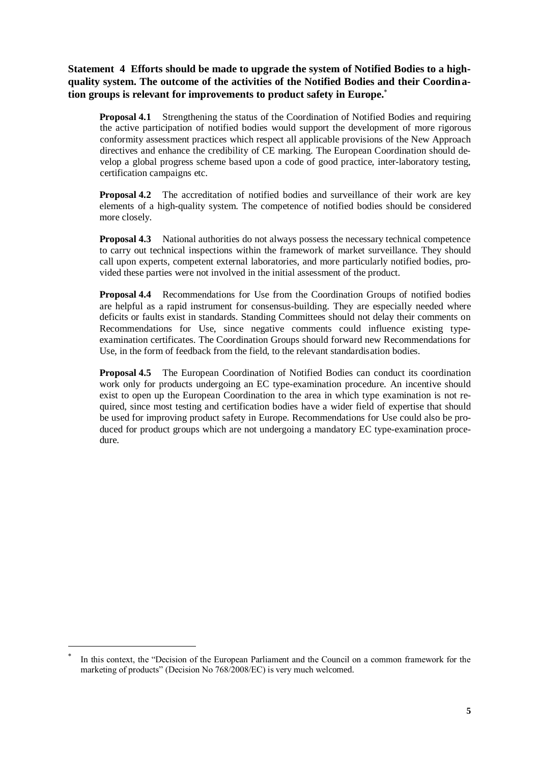**Statement 4 Efforts should be made to upgrade the system of Notified Bodies to a high-quality system. The outcome of the activities of the Notified Bodies and their Coordination groups is relevant for improvements to product safety in Europe.***

**Proposal 4.1** Strengthening the status of the Coordination of Notified Bodies and requiring the active participation of notified bodies would support the development of more rigorous conformity assessment practices which respect all applicable provisions of the New Approach directives and enhance the credibility of CE marking. The European Coordination should develop a global progress scheme based upon a code of good practice, inter-laboratory testing, certification campaigns etc.

**Proposal 4.2** The accreditation of notified bodies and surveillance of their work are key elements of a high-quality system. The competence of notified bodies should be considered more closely.

**Proposal 4.3** National authorities do not always possess the necessary technical competence to carry out technical inspections within the framework of market surveillance. They should call upon experts, competent external laboratories, and more particularly notified bodies, provided these parties were not involved in the initial assessment of the product.

**Proposal 4.4** Recommendations for Use from the Coordination Groups of notified bodies are helpful as a rapid instrument for consensus-building. They are especially needed where deficits or faults exist in standards. Standing Committees should not delay their comments on Recommendations for Use, since negative comments could influence existing type-examination certificates. The Coordination Groups should forward new Recommendations for Use, in the form of feedback from the field, to the relevant standardisation bodies.

**Proposal 4.5** The European Coordination of Notified Bodies can conduct its coordination work only for products undergoing an EC type-examination procedure. An incentive should exist to open up the European Coordination to the area in which type examination is not required, since most testing and certification bodies have a wider field of expertise that should be used for improving product safety in Europe. Recommendations for Use could also be produced for product groups which are not undergoing a mandatory EC type-examination procedure.

---

* In this context, the "Decision of the European Parliament and the Council on a common framework for the marketing of products" (Decision No 768/2008/EC) is very much welcomed.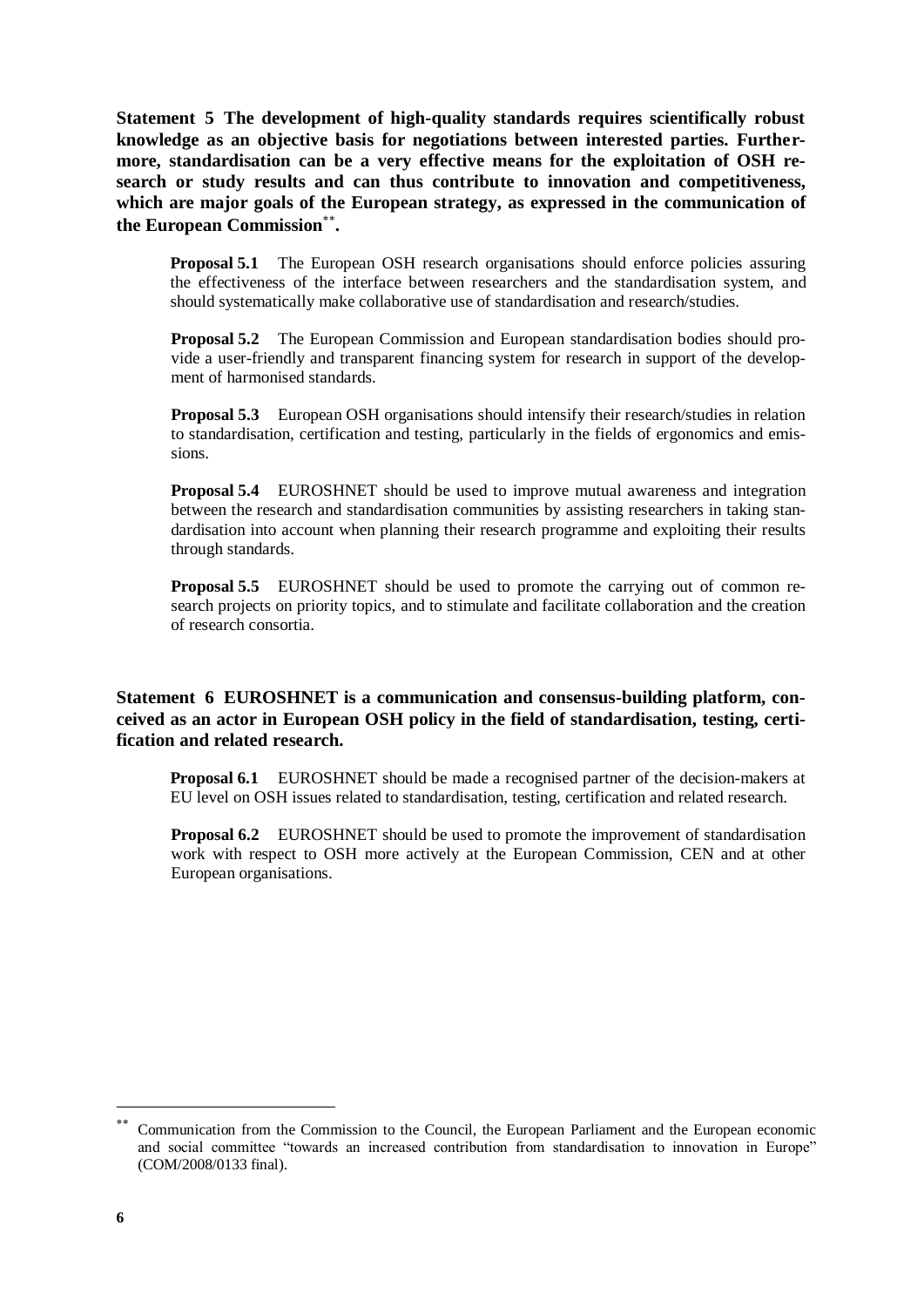**Statement 5 The development of high-quality standards requires scientifically robust knowledge as an objective basis for negotiations between interested parties. Furthermore, standardisation can be a very effective means for the exploitation of OSH research or study results and can thus contribute to innovation and competitiveness, which are major goals of the European strategy, as expressed in the communication of the European Commission[\*\*].**

**Proposal 5.1** The European OSH research organisations should enforce policies assuring the effectiveness of the interface between researchers and the standardisation system, and should systematically make collaborative use of standardisation and research/studies.

**Proposal 5.2** The European Commission and European standardisation bodies should provide a user-friendly and transparent financing system for research in support of the development of harmonised standards.

**Proposal 5.3** European OSH organisations should intensify their research/studies in relation to standardisation, certification and testing, particularly in the fields of ergonomics and emissions.

**Proposal 5.4** EUROSHNET should be used to improve mutual awareness and integration between the research and standardisation communities by assisting researchers in taking standardisation into account when planning their research programme and exploiting their results through standards.

**Proposal 5.5** EUROSHNET should be used to promote the carrying out of common research projects on priority topics, and to stimulate and facilitate collaboration and the creation of research consortia.

**Statement 6 EUROSHNET is a communication and consensus-building platform, conceived as an actor in European OSH policy in the field of standardisation, testing, certification and related research.**

**Proposal 6.1** EUROSHNET should be made a recognised partner of the decision-makers at EU level on OSH issues related to standardisation, testing, certification and related research.

**Proposal 6.2** EUROSHNET should be used to promote the improvement of standardisation work with respect to OSH more actively at the European Commission, CEN and at other European organisations.

---

[\*\*] Communication from the Commission to the Council, the European Parliament and the European economic and social committee "towards an increased contribution from standardisation to innovation in Europe" (COM/2008/0133 final).